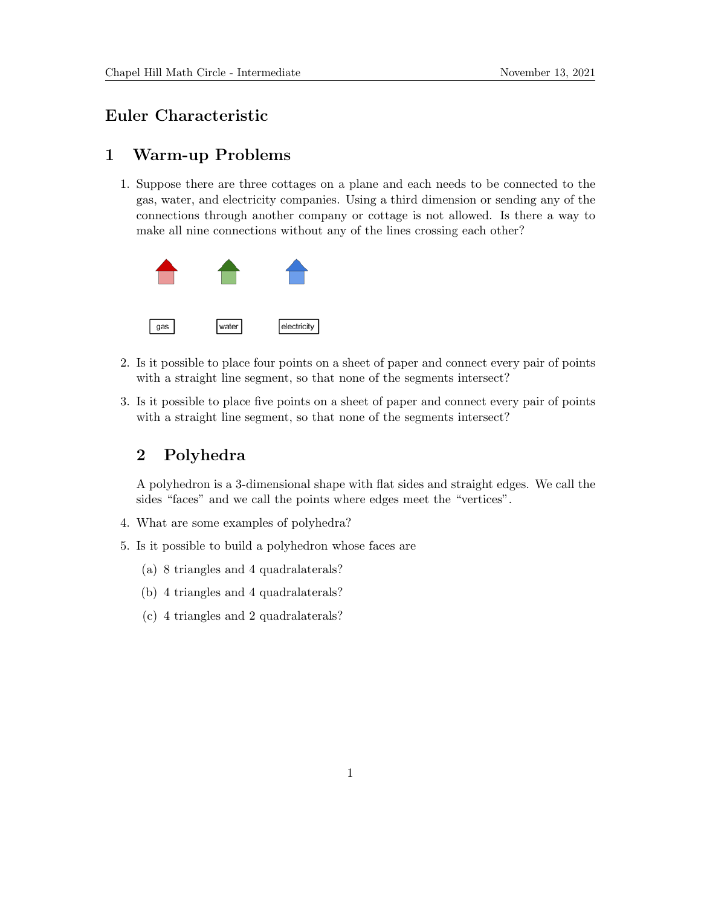# Euler Characteristic

## 1 Warm-up Problems

1. Suppose there are three cottages on a plane and each needs to be connected to the gas, water, and electricity companies. Using a third dimension or sending any of the connections through another company or cottage is not allowed. Is there a way to make all nine connections without any of the lines crossing each other?

   gas   water   electricity

2. Is it possible to place four points on a sheet of paper and connect every pair of points with a straight line segment, so that none of the segments intersect?

3. Is it possible to place five points on a sheet of paper and connect every pair of points with a straight line segment, so that none of the segments intersect?

## 2 Polyhedra

A polyhedron is a 3-dimensional shape with flat sides and straight edges. We call the sides "faces" and we call the points where edges meet the "vertices".

4. What are some examples of polyhedra?

5. Is it possible to build a polyhedron whose faces are

   (a) 8 triangles and 4 quadralaterals?

   (b) 4 triangles and 4 quadralaterals?

   (c) 4 triangles and 2 quadralaterals?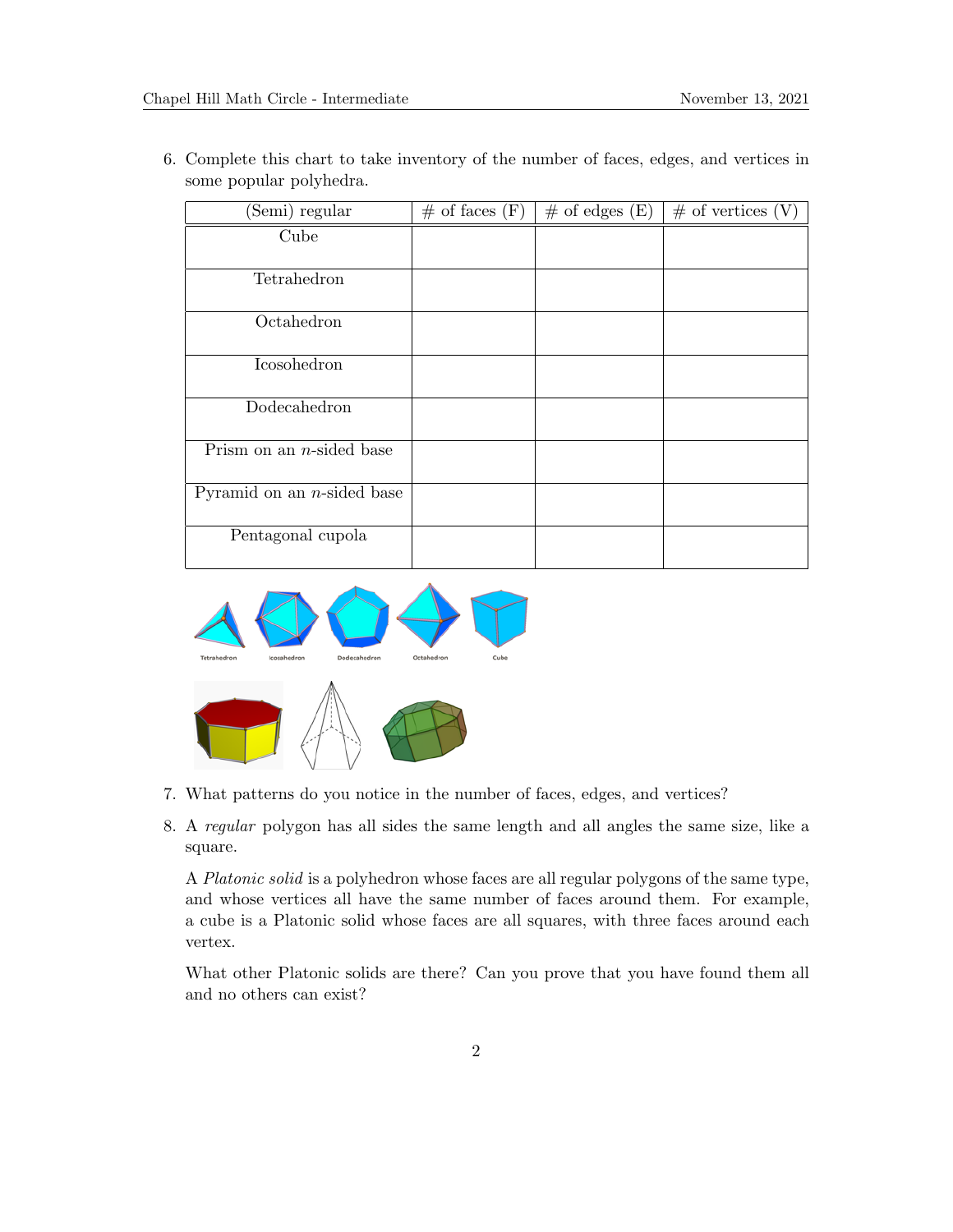6. Complete this chart to take inventory of the number of faces, edges, and vertices in some popular polyhedra.

| (Semi) regular | # of faces (F) | # of edges (E) | # of vertices (V) |
|---|---|---|---|
| Cube | | | |
| Tetrahedron | | | |
| Octahedron | | | |
| Icosohedron | | | |
| Dodecahedron | | | |
| Prism on an $n$-sided base | | | |
| Pyramid on an $n$-sided base | | | |
| Pentagonal cupola | | | |

7. What patterns do you notice in the number of faces, edges, and vertices?

8. A *regular* polygon has all sides the same length and all angles the same size, like a square.

   A *Platonic solid* is a polyhedron whose faces are all regular polygons of the same type, and whose vertices all have the same number of faces around them. For example, a cube is a Platonic solid whose faces are all squares, with three faces around each vertex.

   What other Platonic solids are there? Can you prove that you have found them all and no others can exist?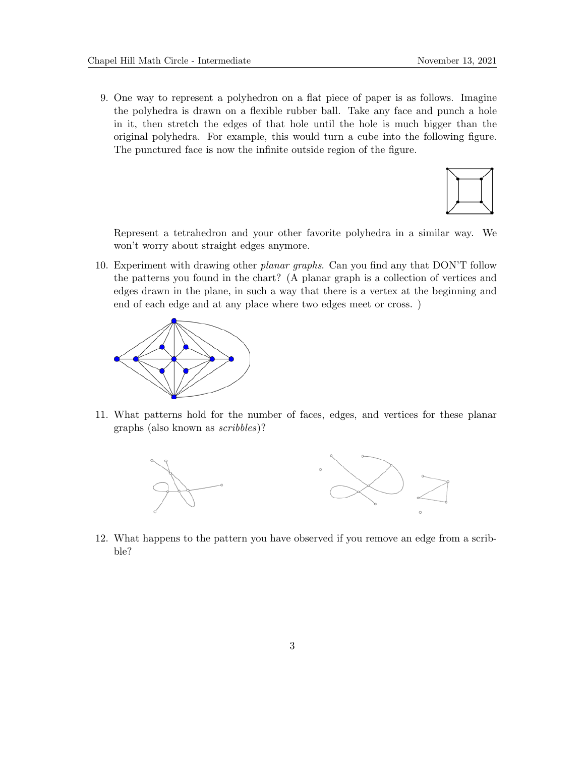9. One way to represent a polyhedron on a flat piece of paper is as follows. Imagine the polyhedra is drawn on a flexible rubber ball. Take any face and punch a hole in it, then stretch the edges of that hole until the hole is much bigger than the original polyhedra. For example, this would turn a cube into the following figure. The punctured face is now the infinite outside region of the figure.

   Represent a tetrahedron and your other favorite polyhedra in a similar way. We won't worry about straight edges anymore.

10. Experiment with drawing other *planar graphs*. Can you find any that DON'T follow the patterns you found in the chart? (A planar graph is a collection of vertices and edges drawn in the plane, in such a way that there is a vertex at the beginning and end of each edge and at any place where two edges meet or cross. )

11. What patterns hold for the number of faces, edges, and vertices for these planar graphs (also known as *scribbles*)?

12. What happens to the pattern you have observed if you remove an edge from a scribble?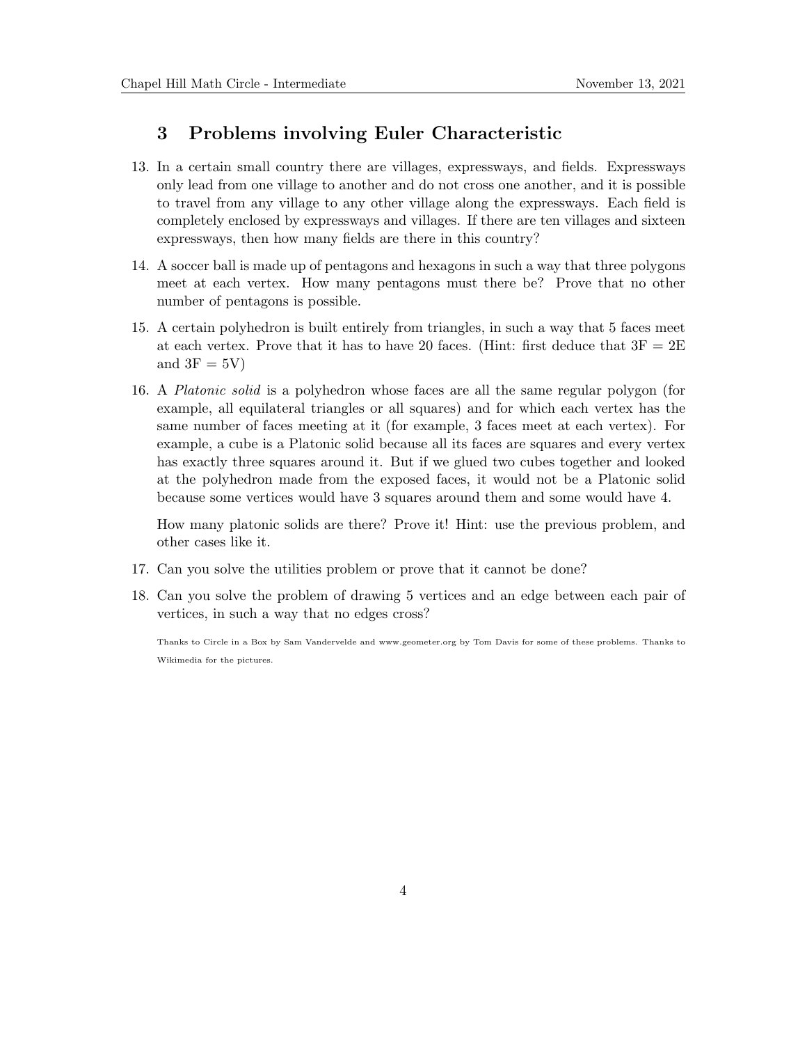## 3 Problems involving Euler Characteristic

13. In a certain small country there are villages, expressways, and fields. Expressways only lead from one village to another and do not cross one another, and it is possible to travel from any village to any other village along the expressways. Each field is completely enclosed by expressways and villages. If there are ten villages and sixteen expressways, then how many fields are there in this country?

14. A soccer ball is made up of pentagons and hexagons in such a way that three polygons meet at each vertex. How many pentagons must there be? Prove that no other number of pentagons is possible.

15. A certain polyhedron is built entirely from triangles, in such a way that 5 faces meet at each vertex. Prove that it has to have 20 faces. (Hint: first deduce that $3F = 2E$ and $3F = 5V$)

16. A *Platonic solid* is a polyhedron whose faces are all the same regular polygon (for example, all equilateral triangles or all squares) and for which each vertex has the same number of faces meeting at it (for example, 3 faces meet at each vertex). For example, a cube is a Platonic solid because all its faces are squares and every vertex has exactly three squares around it. But if we glued two cubes together and looked at the polyhedron made from the exposed faces, it would not be a Platonic solid because some vertices would have 3 squares around them and some would have 4.

    How many platonic solids are there? Prove it! Hint: use the previous problem, and other cases like it.

17. Can you solve the utilities problem or prove that it cannot be done?

18. Can you solve the problem of drawing 5 vertices and an edge between each pair of vertices, in such a way that no edges cross?

Thanks to Circle in a Box by Sam Vandervelde and www.geometer.org by Tom Davis for some of these problems. Thanks to Wikimedia for the pictures.